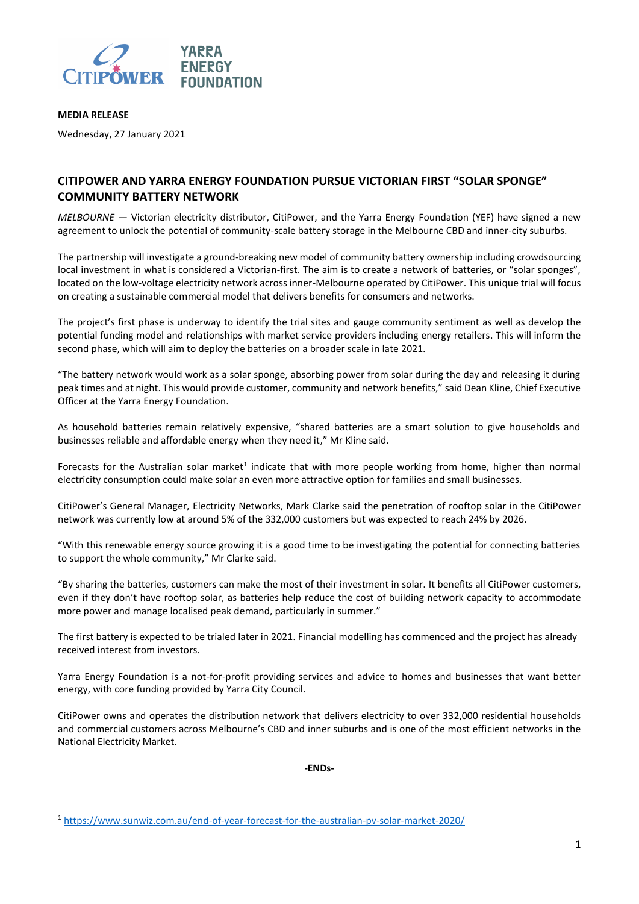**MEDIA RELEASE**

Wednesday, 27 January 2021

## CITIPOWER AND YARRA ENERGY FOUNDATION PURSUE VICTORIAN FIRST "SOLAR SPONGE" COMMUNITY BATTERY NETWORK

*MELBOURNE* — Victorian electricity distributor, CitiPower, and the Yarra Energy Foundation (YEF) have signed a new agreement to unlock the potential of community-scale battery storage in the Melbourne CBD and inner-city suburbs.

The partnership will investigate a ground-breaking new model of community battery ownership including crowdsourcing local investment in what is considered a Victorian-first. The aim is to create a network of batteries, or "solar sponges", located on the low-voltage electricity network across inner-Melbourne operated by CitiPower. This unique trial will focus on creating a sustainable commercial model that delivers benefits for consumers and networks.

The project's first phase is underway to identify the trial sites and gauge community sentiment as well as develop the potential funding model and relationships with market service providers including energy retailers. This will inform the second phase, which will aim to deploy the batteries on a broader scale in late 2021.

"The battery network would work as a solar sponge, absorbing power from solar during the day and releasing it during peak times and at night. This would provide customer, community and network benefits," said Dean Kline, Chief Executive Officer at the Yarra Energy Foundation.

As household batteries remain relatively expensive, "shared batteries are a smart solution to give households and businesses reliable and affordable energy when they need it," Mr Kline said.

Forecasts for the Australian solar market[1] indicate that with more people working from home, higher than normal electricity consumption could make solar an even more attractive option for families and small businesses.

CitiPower's General Manager, Electricity Networks, Mark Clarke said the penetration of rooftop solar in the CitiPower network was currently low at around 5% of the 332,000 customers but was expected to reach 24% by 2026.

"With this renewable energy source growing it is a good time to be investigating the potential for connecting batteries to support the whole community," Mr Clarke said.

"By sharing the batteries, customers can make the most of their investment in solar. It benefits all CitiPower customers, even if they don't have rooftop solar, as batteries help reduce the cost of building network capacity to accommodate more power and manage localised peak demand, particularly in summer."

The first battery is expected to be trialed later in 2021. Financial modelling has commenced and the project has already received interest from investors.

Yarra Energy Foundation is a not-for-profit providing services and advice to homes and businesses that want better energy, with core funding provided by Yarra City Council.

CitiPower owns and operates the distribution network that delivers electricity to over 332,000 residential households and commercial customers across Melbourne's CBD and inner suburbs and is one of the most efficient networks in the National Electricity Market.

**-ENDs-**

---

[1] https://www.sunwiz.com.au/end-of-year-forecast-for-the-australian-pv-solar-market-2020/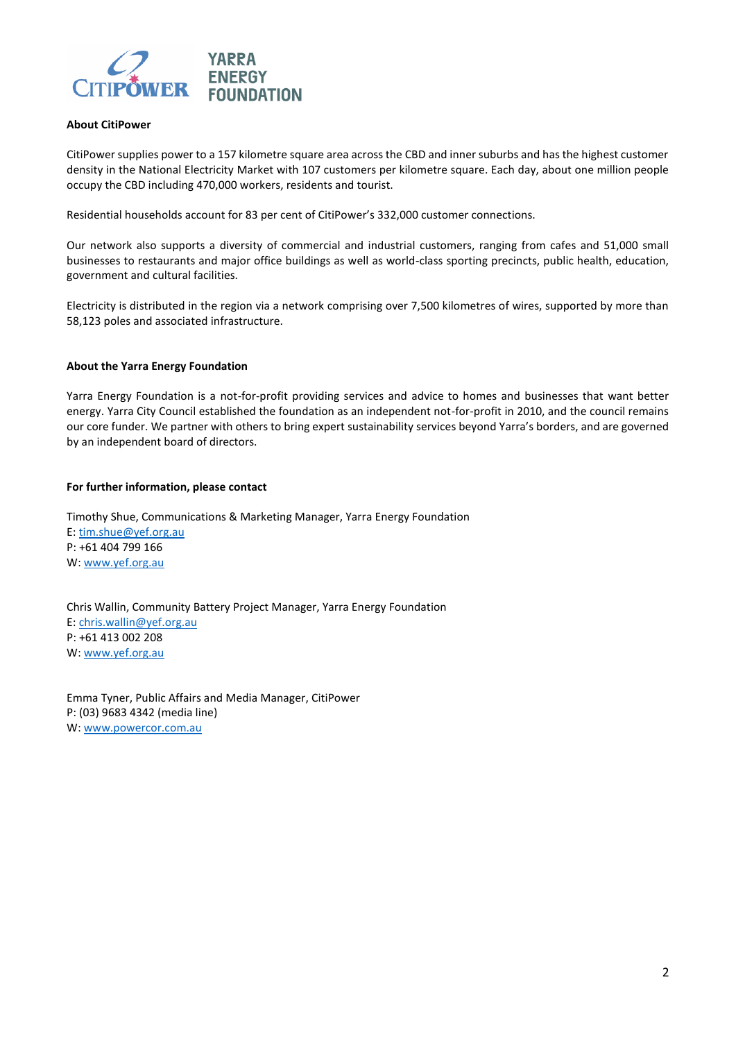**About CitiPower**

CitiPower supplies power to a 157 kilometre square area across the CBD and inner suburbs and has the highest customer density in the National Electricity Market with 107 customers per kilometre square. Each day, about one million people occupy the CBD including 470,000 workers, residents and tourist.

Residential households account for 83 per cent of CitiPower's 332,000 customer connections.

Our network also supports a diversity of commercial and industrial customers, ranging from cafes and 51,000 small businesses to restaurants and major office buildings as well as world-class sporting precincts, public health, education, government and cultural facilities.

Electricity is distributed in the region via a network comprising over 7,500 kilometres of wires, supported by more than 58,123 poles and associated infrastructure.

**About the Yarra Energy Foundation**

Yarra Energy Foundation is a not-for-profit providing services and advice to homes and businesses that want better energy. Yarra City Council established the foundation as an independent not-for-profit in 2010, and the council remains our core funder. We partner with others to bring expert sustainability services beyond Yarra's borders, and are governed by an independent board of directors.

**For further information, please contact**

Timothy Shue, Communications & Marketing Manager, Yarra Energy Foundation
E: tim.shue@yef.org.au
P: +61 404 799 166
W: www.yef.org.au

Chris Wallin, Community Battery Project Manager, Yarra Energy Foundation
E: chris.wallin@yef.org.au
P: +61 413 002 208
W: www.yef.org.au

Emma Tyner, Public Affairs and Media Manager, CitiPower
P: (03) 9683 4342 (media line)
W: www.powercor.com.au